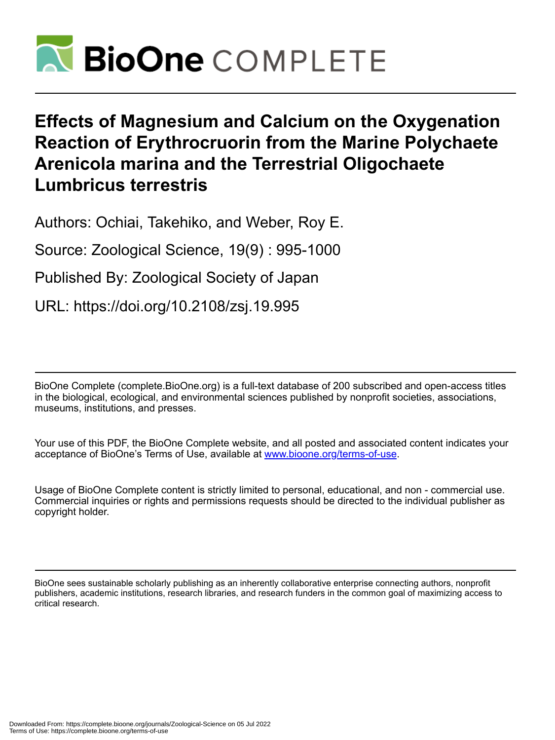# Effects of Magnesium and Calcium on the Oxygenation Reaction of Erythrocruorin from the Marine Polychaete Arenicola marina and the Terrestrial Oligochaete Lumbricus terrestris

Authors: Ochiai, Takehiko, and Weber, Roy E.

Source: Zoological Science, 19(9) : 995-1000

Published By: Zoological Society of Japan

URL: https://doi.org/10.2108/zsj.19.995

BioOne Complete (complete.BioOne.org) is a full-text database of 200 subscribed and open-access titles in the biological, ecological, and environmental sciences published by nonprofit societies, associations, museums, institutions, and presses.

Your use of this PDF, the BioOne Complete website, and all posted and associated content indicates your acceptance of BioOne's Terms of Use, available at www.bioone.org/terms-of-use.

Usage of BioOne Complete content is strictly limited to personal, educational, and non - commercial use. Commercial inquiries or rights and permissions requests should be directed to the individual publisher as copyright holder.

BioOne sees sustainable scholarly publishing as an inherently collaborative enterprise connecting authors, nonprofit publishers, academic institutions, research libraries, and research funders in the common goal of maximizing access to critical research.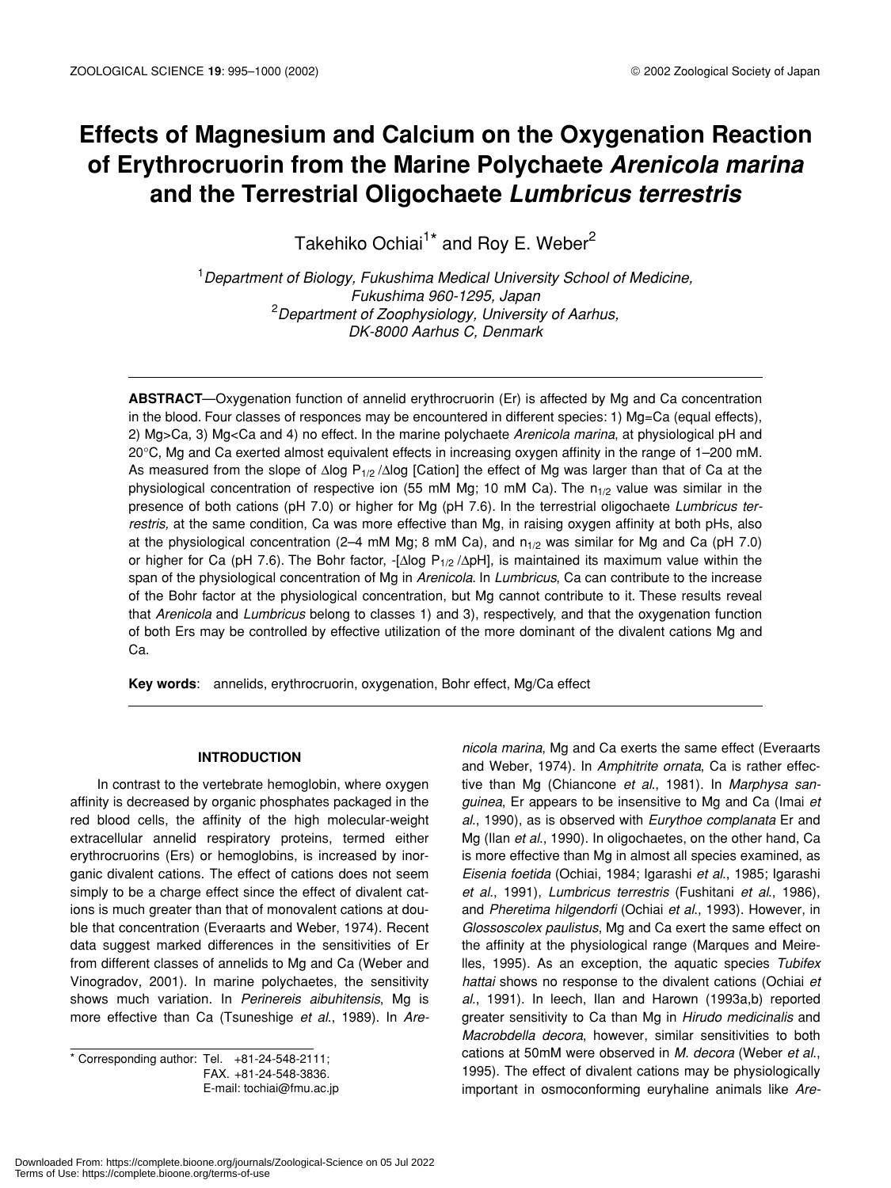# Effects of Magnesium and Calcium on the Oxygenation Reaction of Erythrocruorin from the Marine Polychaete *Arenicola marina* and the Terrestrial Oligochaete *Lumbricus terrestris*

Takehiko Ochiai[1]* and Roy E. Weber[2]

[1]*Department of Biology, Fukushima Medical University School of Medicine, Fukushima 960-1295, Japan*
[2]*Department of Zoophysiology, University of Aarhus, DK-8000 Aarhus C, Denmark*

**ABSTRACT**—Oxygenation function of annelid erythrocruorin (Er) is affected by Mg and Ca concentration in the blood. Four classes of responces may be encountered in different species: 1) Mg=Ca (equal effects), 2) Mg>Ca, 3) Mg<Ca and 4) no effect. In the marine polychaete *Arenicola marina*, at physiological pH and 20°C, Mg and Ca exerted almost equivalent effects in increasing oxygen affinity in the range of 1–200 mM. As measured from the slope of $\Delta \log P_{1/2} / \Delta \log$ [Cation] the effect of Mg was larger than that of Ca at the physiological concentration of respective ion (55 mM Mg; 10 mM Ca). The $n_{1/2}$ value was similar in the presence of both cations (pH 7.0) or higher for Mg (pH 7.6). In the terrestrial oligochaete *Lumbricus terrestris,* at the same condition, Ca was more effective than Mg, in raising oxygen affinity at both pHs, also at the physiological concentration (2–4 mM Mg; 8 mM Ca), and $n_{1/2}$ was similar for Mg and Ca (pH 7.0) or higher for Ca (pH 7.6). The Bohr factor, $-[\Delta \log P_{1/2} / \Delta pH]$, is maintained its maximum value within the span of the physiological concentration of Mg in *Arenicola*. In *Lumbricus*, Ca can contribute to the increase of the Bohr factor at the physiological concentration, but Mg cannot contribute to it. These results reveal that *Arenicola* and *Lumbricus* belong to classes 1) and 3), respectively, and that the oxygenation function of both Ers may be controlled by effective utilization of the more dominant of the divalent cations Mg and Ca.

**Key words**: annelids, erythrocruorin, oxygenation, Bohr effect, Mg/Ca effect

## INTRODUCTION

In contrast to the vertebrate hemoglobin, where oxygen affinity is decreased by organic phosphates packaged in the red blood cells, the affinity of the high molecular-weight extracellular annelid respiratory proteins, termed either erythrocruorins (Ers) or hemoglobins, is increased by inorganic divalent cations. The effect of cations does not seem simply to be a charge effect since the effect of divalent cations is much greater than that of monovalent cations at double that concentration (Everaarts and Weber, 1974). Recent data suggest marked differences in the sensitivities of Er from different classes of annelids to Mg and Ca (Weber and Vinogradov, 2001). In marine polychaetes, the sensitivity shows much variation. In *Perinereis aibuhitensis*, Mg is more effective than Ca (Tsuneshige *et al*., 1989). In *Arenicola marina*, Mg and Ca exerts the same effect (Everaarts and Weber, 1974). In *Amphitrite ornata*, Ca is rather effective than Mg (Chiancone *et al*., 1981). In *Marphysa sanguinea*, Er appears to be insensitive to Mg and Ca (Imai *et al*., 1990), as is observed with *Eurythoe complanata* Er and Mg (Ilan *et al*., 1990). In oligochaetes, on the other hand, Ca is more effective than Mg in almost all species examined, as *Eisenia foetida* (Ochiai, 1984; Igarashi *et al*., 1985; Igarashi *et al*., 1991), *Lumbricus terrestris* (Fushitani *et al*., 1986), and *Pheretima hilgendorfi* (Ochiai *et al*., 1993). However, in *Glossoscolex paulistus*, Mg and Ca exert the same effect on the affinity at the physiological range (Marques and Meirelles, 1995). As an exception, the aquatic species *Tubifex hattai* shows no response to the divalent cations (Ochiai *et al*., 1991). In leech, Ilan and Harown (1993a,b) reported greater sensitivity to Ca than Mg in *Hirudo medicinalis* and *Macrobdella decora*, however, similar sensitivities to both cations at 50mM were observed in *M. decora* (Weber *et al*., 1995). The effect of divalent cations may be physiologically important in osmoconforming euryhaline animals like *Are-*

* Corresponding author: Tel. +81-24-548-2111;
FAX. +81-24-548-3836.
E-mail: tochiai@fmu.ac.jp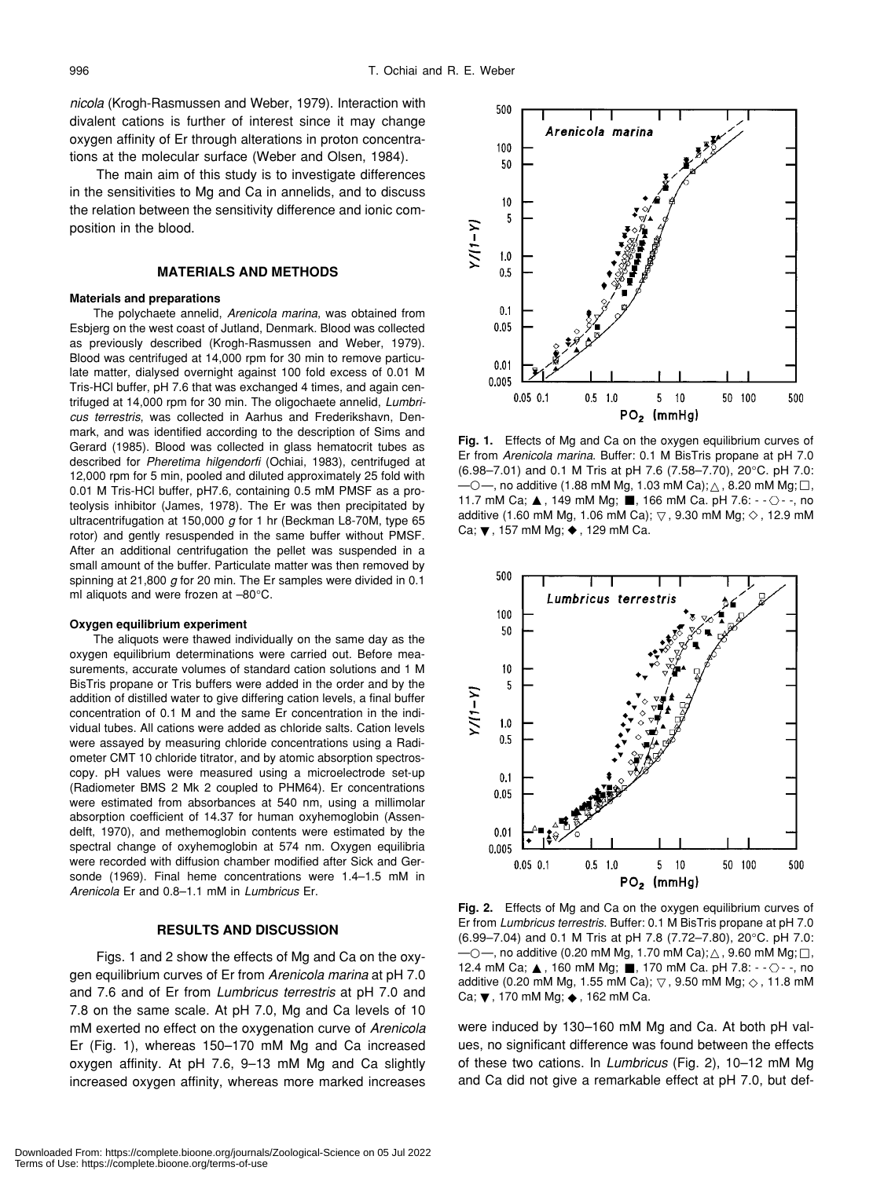*nicola* (Krogh-Rasmussen and Weber, 1979). Interaction with divalent cations is further of interest since it may change oxygen affinity of Er through alterations in proton concentrations at the molecular surface (Weber and Olsen, 1984).

The main aim of this study is to investigate differences in the sensitivities to Mg and Ca in annelids, and to discuss the relation between the sensitivity difference and ionic composition in the blood.

## MATERIALS AND METHODS

### Materials and preparations

The polychaete annelid, *Arenicola marina*, was obtained from Esbjerg on the west coast of Jutland, Denmark. Blood was collected as previously described (Krogh-Rasmussen and Weber, 1979). Blood was centrifuged at 14,000 rpm for 30 min to remove particulate matter, dialysed overnight against 100 fold excess of 0.01 M Tris-HCl buffer, pH 7.6 that was exchanged 4 times, and again centrifuged at 14,000 rpm for 30 min. The oligochaete annelid, *Lumbricus terrestris*, was collected in Aarhus and Frederikshavn, Denmark, and was identified according to the description of Sims and Gerard (1985). Blood was collected in glass hematocrit tubes as described for *Pheretima hilgendorfi* (Ochiai, 1983), centrifuged at 12,000 rpm for 5 min, pooled and diluted approximately 25 fold with 0.01 M Tris-HCl buffer, pH7.6, containing 0.5 mM PMSF as a proteolysis inhibitor (James, 1978). The Er was then precipitated by ultracentrifugation at 150,000 *g* for 1 hr (Beckman L8-70M, type 65 rotor) and gently resuspended in the same buffer without PMSF. After an additional centrifugation the pellet was suspended in a small amount of the buffer. Particulate matter was then removed by spinning at 21,800 *g* for 20 min. The Er samples were divided in 0.1 ml aliquots and were frozen at –80°C.

### Oxygen equilibrium experiment

The aliquots were thawed individually on the same day as the oxygen equilibrium determinations were carried out. Before measurements, accurate volumes of standard cation solutions and 1 M BisTris propane or Tris buffers were added in the order and by the addition of distilled water to give differing cation levels, a final buffer concentration of 0.1 M and the same Er concentration in the individual tubes. All cations were added as chloride salts. Cation levels were assayed by measuring chloride concentrations using a Radiometer CMT 10 chloride titrator, and by atomic absorption spectroscopy. pH values were measured using a microelectrode set-up (Radiometer BMS 2 Mk 2 coupled to PHM64). Er concentrations were estimated from absorbances at 540 nm, using a millimolar absorption coefficient of 14.37 for human oxyhemoglobin (Assendelft, 1970), and methemoglobin contents were estimated by the spectral change of oxyhemoglobin at 574 nm. Oxygen equilibria were recorded with diffusion chamber modified after Sick and Gersonde (1969). Final heme concentrations were 1.4–1.5 mM in *Arenicola* Er and 0.8–1.1 mM in *Lumbricus* Er.

## RESULTS AND DISCUSSION

Figs. 1 and 2 show the effects of Mg and Ca on the oxygen equilibrium curves of Er from *Arenicola marina* at pH 7.0 and 7.6 and of Er from *Lumbricus terrestris* at pH 7.0 and 7.8 on the same scale. At pH 7.0, Mg and Ca levels of 10 mM exerted no effect on the oxygenation curve of *Arenicola* Er (Fig. 1), whereas 150–170 mM Mg and Ca increased oxygen affinity. At pH 7.6, 9–13 mM Mg and Ca slightly increased oxygen affinity, whereas more marked increases were induced by 130–160 mM Mg and Ca. At both pH values, no significant difference was found between the effects of these two cations. In *Lumbricus* (Fig. 2), 10–12 mM Mg and Ca did not give a remarkable effect at pH 7.0, but def-

**Fig. 1.** Effects of Mg and Ca on the oxygen equilibrium curves of Er from *Arenicola marina*. Buffer: 0.1 M BisTris propane at pH 7.0 (6.98–7.01) and 0.1 M Tris at pH 7.6 (7.58–7.70), 20°C. pH 7.0: —○—, no additive (1.88 mM Mg, 1.03 mM Ca); △, 8.20 mM Mg; □, 11.7 mM Ca; ▲, 149 mM Mg; ■, 166 mM Ca. pH 7.6: - -◇- -, no additive (1.60 mM Mg, 1.06 mM Ca); ▽, 9.30 mM Mg; ◇, 12.9 mM Ca; ▼, 157 mM Mg; ◆, 129 mM Ca.

**Fig. 2.** Effects of Mg and Ca on the oxygen equilibrium curves of Er from *Lumbricus terrestris*. Buffer: 0.1 M BisTris propane at pH 7.0 (6.99–7.04) and 0.1 M Tris at pH 7.8 (7.72–7.80), 20°C. pH 7.0: —○—, no additive (0.20 mM Mg, 1.70 mM Ca); △, 9.60 mM Mg; □, 12.4 mM Ca; ▲, 160 mM Mg; ■, 170 mM Ca. pH 7.8: - -◇- -, no additive (0.20 mM Mg, 1.55 mM Ca); ▽, 9.50 mM Mg; ◇, 11.8 mM Ca; ▼, 170 mM Mg; ◆, 162 mM Ca.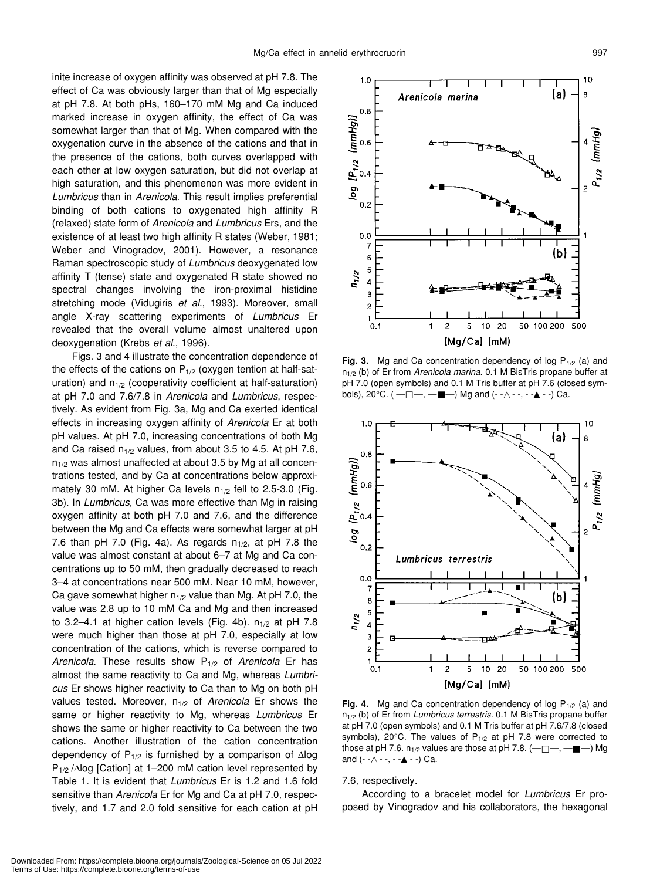inite increase of oxygen affinity was observed at pH 7.8. The effect of Ca was obviously larger than that of Mg especially at pH 7.8. At both pHs, 160–170 mM Mg and Ca induced marked increase in oxygen affinity, the effect of Ca was somewhat larger than that of Mg. When compared with the oxygenation curve in the absence of the cations and that in the presence of the cations, both curves overlapped with each other at low oxygen saturation, but did not overlap at high saturation, and this phenomenon was more evident in *Lumbricus* than in *Arenicola*. This result implies preferential binding of both cations to oxygenated high affinity R (relaxed) state form of *Arenicola* and *Lumbricus* Ers, and the existence of at least two high affinity R states (Weber, 1981; Weber and Vinogradov, 2001). However, a resonance Raman spectroscopic study of *Lumbricus* deoxygenated low affinity T (tense) state and oxygenated R state showed no spectral changes involving the iron-proximal histidine stretching mode (Vidugiris *et al.*, 1993). Moreover, small angle X-ray scattering experiments of *Lumbricus* Er revealed that the overall volume almost unaltered upon deoxygenation (Krebs *et al.*, 1996).

Figs. 3 and 4 illustrate the concentration dependence of the effects of the cations on $P_{1/2}$ (oxygen tention at half-saturation) and $n_{1/2}$ (cooperativity coefficient at half-saturation) at pH 7.0 and 7.6/7.8 in *Arenicola* and *Lumbricus*, respectively. As evident from Fig. 3a, Mg and Ca exerted identical effects in increasing oxygen affinity of *Arenicola* Er at both pH values. At pH 7.0, increasing concentrations of both Mg and Ca raised $n_{1/2}$ values, from about 3.5 to 4.5. At pH 7.6, $n_{1/2}$ was almost unaffected at about 3.5 by Mg at all concentrations tested, and by Ca at concentrations below approximately 30 mM. At higher Ca levels $n_{1/2}$ fell to 2.5-3.0 (Fig. 3b). In *Lumbricus*, Ca was more effective than Mg in raising oxygen affinity at both pH 7.0 and 7.6, and the difference between the Mg and Ca effects were somewhat larger at pH 7.6 than pH 7.0 (Fig. 4a). As regards $n_{1/2}$, at pH 7.8 the value was almost constant at about 6–7 at Mg and Ca concentrations up to 50 mM, then gradually decreased to reach 3–4 at concentrations near 500 mM. Near 10 mM, however, Ca gave somewhat higher $n_{1/2}$ value than Mg. At pH 7.0, the value was 2.8 up to 10 mM Ca and Mg and then increased to 3.2–4.1 at higher cation levels (Fig. 4b). $n_{1/2}$ at pH 7.8 were much higher than those at pH 7.0, especially at low concentration of the cations, which is reverse compared to *Arenicola*. These results show $P_{1/2}$ of *Arenicola* Er has almost the same reactivity to Ca and Mg, whereas *Lumbricus* Er shows higher reactivity to Ca than to Mg on both pH values tested. Moreover, $n_{1/2}$ of *Arenicola* Er shows the same or higher reactivity to Mg, whereas *Lumbricus* Er shows the same or higher reactivity to Ca between the two cations. Another illustration of the cation concentration dependency of $P_{1/2}$ is furnished by a comparison of $\Delta\log P_{1/2}/\Delta\log$ [Cation] at 1–200 mM cation level represented by Table 1. It is evident that *Lumbricus* Er is 1.2 and 1.6 fold sensitive than *Arenicola* Er for Mg and Ca at pH 7.0, respectively, and 1.7 and 2.0 fold sensitive for each cation at pH 7.6, respectively.

**Fig. 3.** Mg and Ca concentration dependency of log $P_{1/2}$ (a) and $n_{1/2}$ (b) of Er from *Arenicola marina*. 0.1 M BisTris propane buffer at pH 7.0 (open symbols) and 0.1 M Tris buffer at pH 7.6 (closed symbols), 20°C. (—□—, —■—) Mg and (- -△- -, - -▲- -) Ca.

**Fig. 4.** Mg and Ca concentration dependency of log $P_{1/2}$ (a) and $n_{1/2}$ (b) of Er from *Lumbricus terrestris*. 0.1 M BisTris propane buffer at pH 7.0 (open symbols) and 0.1 M Tris buffer at pH 7.6/7.8 (closed symbols), 20°C. The values of $P_{1/2}$ at pH 7.8 were corrected to those at pH 7.6. $n_{1/2}$ values are those at pH 7.8. (—□—, —■—) Mg and (- -△- -, - -▲- -) Ca.

According to a bracelet model for *Lumbricus* Er proposed by Vinogradov and his collaborators, the hexagonal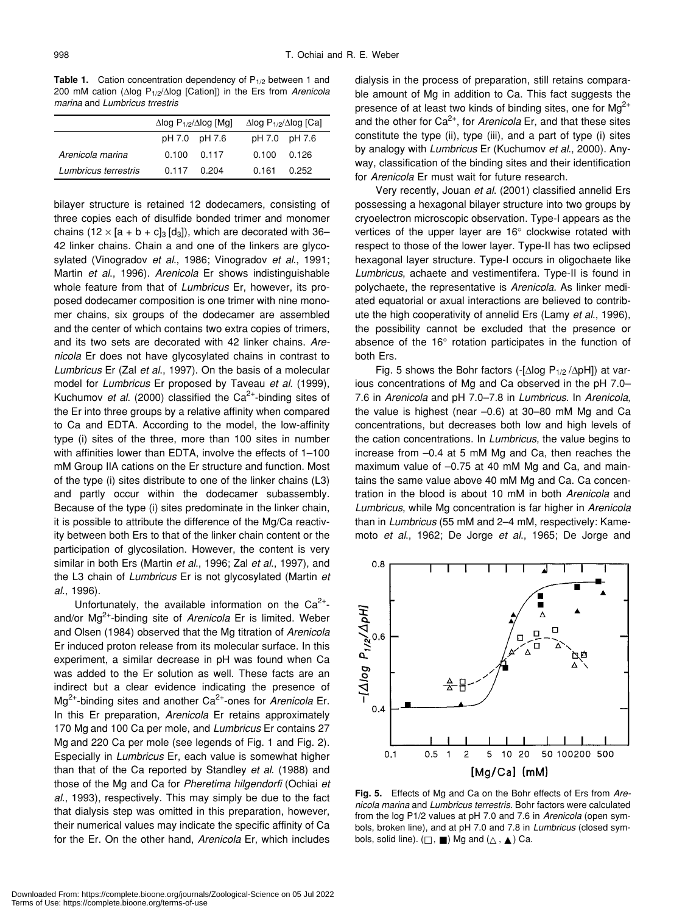**Table 1.** Cation concentration dependency of $P_{1/2}$ between 1 and 200 mM cation ($\Delta\log P_{1/2}/\Delta\log$ [Cation]) in the Ers from *Arenicola marina* and *Lumbricus trrestris*

| | $\Delta\log P_{1/2}/\Delta\log$ [Mg] | | $\Delta\log P_{1/2}/\Delta\log$ [Ca] | |
|---|---|---|---|---|
| | pH 7.0 | pH 7.6 | pH 7.0 | pH 7.6 |
| *Arenicola marina* | 0.100 | 0.117 | 0.100 | 0.126 |
| *Lumbricus terrestris* | 0.117 | 0.204 | 0.161 | 0.252 |

bilayer structure is retained 12 dodecamers, consisting of three copies each of disulfide bonded trimer and monomer chains ($12 \times [a + b + c]_3 [d_3]$), which are decorated with 36–42 linker chains. Chain a and one of the linkers are glycosylated (Vinogradov *et al*., 1986; Vinogradov *et al*., 1991; Martin *et al*., 1996). *Arenicola* Er shows indistinguishable whole feature from that of *Lumbricus* Er, however, its proposed dodecamer composition is one trimer with nine monomer chains, six groups of the dodecamer are assembled and the center of which contains two extra copies of trimers, and its two sets are decorated with 42 linker chains. *Arenicola* Er does not have glycosylated chains in contrast to *Lumbricus* Er (Zal *et al*., 1997). On the basis of a molecular model for *Lumbricus* Er proposed by Taveau *et al*. (1999), Kuchumov *et al*. (2000) classified the $Ca^{2+}$-binding sites of the Er into three groups by a relative affinity when compared to Ca and EDTA. According to the model, the low-affinity type (i) sites of the three, more than 100 sites in number with affinities lower than EDTA, involve the effects of 1–100 mM Group IIA cations on the Er structure and function. Most of the type (i) sites distribute to one of the linker chains (L3) and partly occur within the dodecamer subassembly. Because of the type (i) sites predominate in the linker chain, it is possible to attribute the difference of the Mg/Ca reactivity between both Ers to that of the linker chain content or the participation of glycosilation. However, the content is very similar in both Ers (Martin *et al*., 1996; Zal *et al*., 1997), and the L3 chain of *Lumbricus* Er is not glycosylated (Martin *et al*., 1996).

Unfortunately, the available information on the $Ca^{2+}$- and/or $Mg^{2+}$-binding site of *Arenicola* Er is limited. Weber and Olsen (1984) observed that the Mg titration of *Arenicola* Er induced proton release from its molecular surface. In this experiment, a similar decrease in pH was found when Ca was added to the Er solution as well. These facts are an indirect but a clear evidence indicating the presence of $Mg^{2+}$-binding sites and another $Ca^{2+}$-ones for *Arenicola* Er. In this Er preparation, *Arenicola* Er retains approximately 170 Mg and 100 Ca per mole, and *Lumbricus* Er contains 27 Mg and 220 Ca per mole (see legends of Fig. 1 and Fig. 2). Especially in *Lumbricus* Er, each value is somewhat higher than that of the Ca reported by Standley *et al*. (1988) and those of the Mg and Ca for *Pheretima hilgendorfi* (Ochiai *et al*., 1993), respectively. This may simply be due to the fact that dialysis step was omitted in this preparation, however, their numerical values may indicate the specific affinity of Ca for the Er. On the other hand, *Arenicola* Er, which includes dialysis in the process of preparation, still retains comparable amount of Mg in addition to Ca. This fact suggests the presence of at least two kinds of binding sites, one for $Mg^{2+}$ and the other for $Ca^{2+}$, for *Arenicola* Er, and that these sites constitute the type (ii), type (iii), and a part of type (i) sites by analogy with *Lumbricus* Er (Kuchumov *et al*., 2000). Anyway, classification of the binding sites and their identification for *Arenicola* Er must wait for future research.

Very recently, Jouan *et al*. (2001) classified annelid Ers possessing a hexagonal bilayer structure into two groups by cryoelectron microscopic observation. Type-I appears as the vertices of the upper layer are 16° clockwise rotated with respect to those of the lower layer. Type-II has two eclipsed hexagonal layer structure. Type-I occurs in oligochaete like *Lumbricus*, achaete and vestimentifera. Type-II is found in polychaete, the representative is *Arenicola*. As linker mediated equatorial or axual interactions are believed to contribute the high cooperativity of annelid Ers (Lamy *et al*., 1996), the possibility cannot be excluded that the presence or absence of the 16° rotation participates in the function of both Ers.

Fig. 5 shows the Bohr factors ($-[\Delta\log P_{1/2}/\Delta pH]$) at various concentrations of Mg and Ca observed in the pH 7.0–7.6 in *Arenicola* and pH 7.0–7.8 in *Lumbricus*. In *Arenicola*, the value is highest (near –0.6) at 30–80 mM Mg and Ca concentrations, but decreases both low and high levels of the cation concentrations. In *Lumbricus*, the value begins to increase from –0.4 at 5 mM Mg and Ca, then reaches the maximum value of –0.75 at 40 mM Mg and Ca, and maintains the same value above 40 mM Mg and Ca. Ca concentration in the blood is about 10 mM in both *Arenicola* and *Lumbricus*, while Mg concentration is far higher in *Arenicola* than in *Lumbricus* (55 mM and 2–4 mM, respectively: Kamemoto *et al*., 1962; De Jorge *et al*., 1965; De Jorge and

**Fig. 5.** Effects of Mg and Ca on the Bohr effects of Ers from *Arenicola marina* and *Lumbricus terrestris*. Bohr factors were calculated from the log P1/2 values at pH 7.0 and 7.6 in *Arenicola* (open symbols, broken line), and at pH 7.0 and 7.8 in *Lumbricus* (closed symbols, solid line). (□, ■) Mg and (△, ▲) Ca.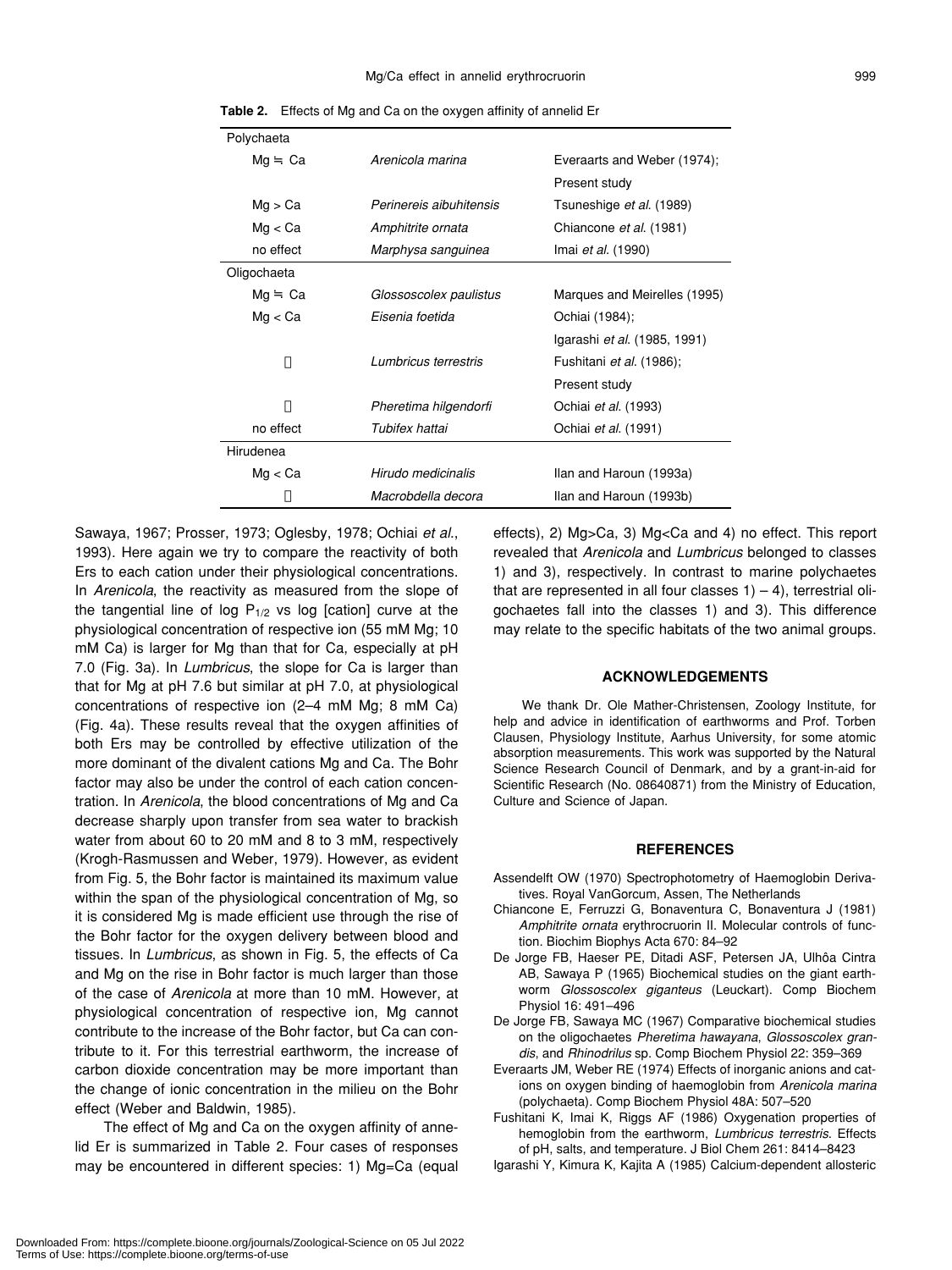**Table 2.** Effects of Mg and Ca on the oxygen affinity of annelid Er

| | | |
|---|---|---|
| Polychaeta | | |
| Mg ≒ Ca | *Arenicola marina* | Everaarts and Weber (1974); Present study |
| Mg > Ca | *Perinereis aibuhitensis* | Tsuneshige *et al*. (1989) |
| Mg < Ca | *Amphitrite ornata* | Chiancone *et al*. (1981) |
| no effect | *Marphysa sanguinea* | Imai *et al*. (1990) |
| Oligochaeta | | |
| Mg ≒ Ca | *Glossoscolex paulistus* | Marques and Meirelles (1995) |
| Mg < Ca | *Eisenia foetida* | Ochiai (1984); Igarashi *et al*. (1985, 1991) |
| 〃 | *Lumbricus terrestris* | Fushitani *et al*. (1986); Present study |
| 〃 | *Pheretima hilgendorfi* | Ochiai *et al*. (1993) |
| no effect | *Tubifex hattai* | Ochiai *et al*. (1991) |
| Hirudenea | | |
| Mg < Ca | *Hirudo medicinalis* | Ilan and Haroun (1993a) |
| 〃 | *Macrobdella decora* | Ilan and Haroun (1993b) |

Sawaya, 1967; Prosser, 1973; Oglesby, 1978; Ochiai *et al*., 1993). Here again we try to compare the reactivity of both Ers to each cation under their physiological concentrations. In *Arenicola*, the reactivity as measured from the slope of the tangential line of log $P_{1/2}$ vs log [cation] curve at the physiological concentration of respective ion (55 mM Mg; 10 mM Ca) is larger for Mg than that for Ca, especially at pH 7.0 (Fig. 3a). In *Lumbricus*, the slope for Ca is larger than that for Mg at pH 7.6 but similar at pH 7.0, at physiological concentrations of respective ion (2–4 mM Mg; 8 mM Ca) (Fig. 4a). These results reveal that the oxygen affinities of both Ers may be controlled by effective utilization of the more dominant of the divalent cations Mg and Ca. The Bohr factor may also be under the control of each cation concentration. In *Arenicola*, the blood concentrations of Mg and Ca decrease sharply upon transfer from sea water to brackish water from about 60 to 20 mM and 8 to 3 mM, respectively (Krogh-Rasmussen and Weber, 1979). However, as evident from Fig. 5, the Bohr factor is maintained its maximum value within the span of the physiological concentration of Mg, so it is considered Mg is made efficient use through the rise of the Bohr factor for the oxygen delivery between blood and tissues. In *Lumbricus*, as shown in Fig. 5, the effects of Ca and Mg on the rise in Bohr factor is much larger than those of the case of *Arenicola* at more than 10 mM. However, at physiological concentration of respective ion, Mg cannot contribute to the increase of the Bohr factor, but Ca can contribute to it. For this terrestrial earthworm, the increase of carbon dioxide concentration may be more important than the change of ionic concentration in the milieu on the Bohr effect (Weber and Baldwin, 1985).

The effect of Mg and Ca on the oxygen affinity of annelid Er is summarized in Table 2. Four cases of responses may be encountered in different species: 1) Mg=Ca (equal effects), 2) Mg>Ca, 3) Mg<Ca and 4) no effect. This report revealed that *Arenicola* and *Lumbricus* belonged to classes 1) and 3), respectively. In contrast to marine polychaetes that are represented in all four classes 1) – 4), terrestrial oligochaetes fall into the classes 1) and 3). This difference may relate to the specific habitats of the two animal groups.

## ACKNOWLEDGEMENTS

We thank Dr. Ole Mather-Christensen, Zoology Institute, for help and advice in identification of earthworms and Prof. Torben Clausen, Physiology Institute, Aarhus University, for some atomic absorption measurements. This work was supported by the Natural Science Research Council of Denmark, and by a grant-in-aid for Scientific Research (No. 08640871) from the Ministry of Education, Culture and Science of Japan.

## REFERENCES

Assendelft OW (1970) Spectrophotometry of Haemoglobin Derivatives. Royal VanGorcum, Assen, The Netherlands

Chiancone E, Ferruzzi G, Bonaventura C, Bonaventura J (1981) *Amphitrite ornata* erythrocruorin II. Molecular controls of function. Biochim Biophys Acta 670: 84–92

De Jorge FB, Haeser PE, Ditadi ASF, Petersen JA, Ulhôa Cintra AB, Sawaya P (1965) Biochemical studies on the giant earthworm *Glossoscolex giganteus* (Leuckart). Comp Biochem Physiol 16: 491–496

De Jorge FB, Sawaya MC (1967) Comparative biochemical studies on the oligochaetes *Pheretima hawayana*, *Glossoscolex grandis*, and *Rhinodrilus* sp. Comp Biochem Physiol 22: 359–369

Everaarts JM, Weber RE (1974) Effects of inorganic anions and cations on oxygen binding of haemoglobin from *Arenicola marina* (polychaeta). Comp Biochem Physiol 48A: 507–520

Fushitani K, Imai K, Riggs AF (1986) Oxygenation properties of hemoglobin from the earthworm, *Lumbricus terrestris*. Effects of pH, salts, and temperature. J Biol Chem 261: 8414–8423

Igarashi Y, Kimura K, Kajita A (1985) Calcium-dependent allosteric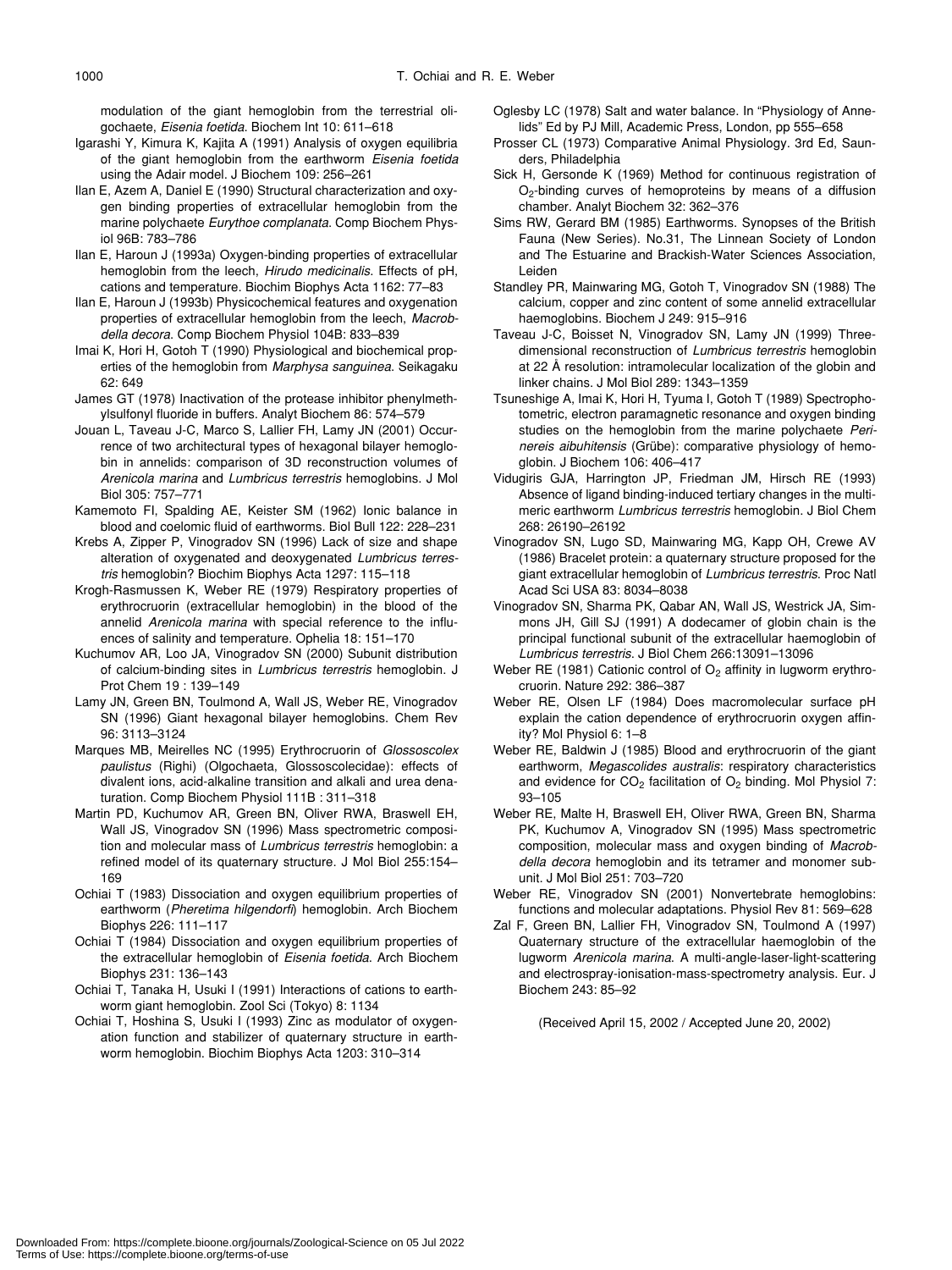modulation of the giant hemoglobin from the terrestrial oligochaete, *Eisenia foetida*. Biochem Int 10: 611–618

Igarashi Y, Kimura K, Kajita A (1991) Analysis of oxygen equilibria of the giant hemoglobin from the earthworm *Eisenia foetida* using the Adair model. J Biochem 109: 256–261

Ilan E, Azem A, Daniel E (1990) Structural characterization and oxygen binding properties of extracellular hemoglobin from the marine polychaete *Eurythoe complanata*. Comp Biochem Physiol 96B: 783–786

Ilan E, Haroun J (1993a) Oxygen-binding properties of extracellular hemoglobin from the leech, *Hirudo medicinalis*. Effects of pH, cations and temperature. Biochim Biophys Acta 1162: 77–83

Ilan E, Haroun J (1993b) Physicochemical features and oxygenation properties of extracellular hemoglobin from the leech, *Macrobdella decora*. Comp Biochem Physiol 104B: 833–839

Imai K, Hori H, Gotoh T (1990) Physiological and biochemical properties of the hemoglobin from *Marphysa sanguinea*. Seikagaku 62: 649

James GT (1978) Inactivation of the protease inhibitor phenylmethylsulfonyl fluoride in buffers. Analyt Biochem 86: 574–579

Jouan L, Taveau J-C, Marco S, Lallier FH, Lamy JN (2001) Occurrence of two architectural types of hexagonal bilayer hemoglobin in annelids: comparison of 3D reconstruction volumes of *Arenicola marina* and *Lumbricus terrestris* hemoglobins. J Mol Biol 305: 757–771

Kamemoto FI, Spalding AE, Keister SM (1962) Ionic balance in blood and coelomic fluid of earthworms. Biol Bull 122: 228–231

Krebs A, Zipper P, Vinogradov SN (1996) Lack of size and shape alteration of oxygenated and deoxygenated *Lumbricus terrestris* hemoglobin? Biochim Biophys Acta 1297: 115–118

Krogh-Rasmussen K, Weber RE (1979) Respiratory properties of erythrocruorin (extracellular hemoglobin) in the blood of the annelid *Arenicola marina* with special reference to the influences of salinity and temperature. Ophelia 18: 151–170

Kuchumov AR, Loo JA, Vinogradov SN (2000) Subunit distribution of calcium-binding sites in *Lumbricus terrestris* hemoglobin. J Prot Chem 19 : 139–149

Lamy JN, Green BN, Toulmond A, Wall JS, Weber RE, Vinogradov SN (1996) Giant hexagonal bilayer hemoglobins. Chem Rev 96: 3113–3124

Marques MB, Meirelles NC (1995) Erythrocruorin of *Glossoscolex paulistus* (Righi) (Olgochaeta, Glossoscolecidae): effects of divalent ions, acid-alkaline transition and alkali and urea denaturation. Comp Biochem Physiol 111B : 311–318

Martin PD, Kuchumov AR, Green BN, Oliver RWA, Braswell EH, Wall JS, Vinogradov SN (1996) Mass spectrometric composition and molecular mass of *Lumbricus terrestris* hemoglobin: a refined model of its quaternary structure. J Mol Biol 255:154–169

Ochiai T (1983) Dissociation and oxygen equilibrium properties of earthworm (*Pheretima hilgendorfi*) hemoglobin. Arch Biochem Biophys 226: 111–117

Ochiai T (1984) Dissociation and oxygen equilibrium properties of the extracellular hemoglobin of *Eisenia foetida*. Arch Biochem Biophys 231: 136–143

Ochiai T, Tanaka H, Usuki I (1991) Interactions of cations to earthworm giant hemoglobin. Zool Sci (Tokyo) 8: 1134

Ochiai T, Hoshina S, Usuki I (1993) Zinc as modulator of oxygenation function and stabilizer of quaternary structure in earthworm hemoglobin. Biochim Biophys Acta 1203: 310–314

Oglesby LC (1978) Salt and water balance. In "Physiology of Annelids" Ed by PJ Mill, Academic Press, London, pp 555–658

Prosser CL (1973) Comparative Animal Physiology. 3rd Ed, Saunders, Philadelphia

Sick H, Gersonde K (1969) Method for continuous registration of $O_2$-binding curves of hemoproteins by means of a diffusion chamber. Analyt Biochem 32: 362–376

Sims RW, Gerard BM (1985) Earthworms. Synopses of the British Fauna (New Series). No.31, The Linnean Society of London and The Estuarine and Brackish-Water Sciences Association, Leiden

Standley PR, Mainwaring MG, Gotoh T, Vinogradov SN (1988) The calcium, copper and zinc content of some annelid extracellular haemoglobins. Biochem J 249: 915–916

Taveau J-C, Boisset N, Vinogradov SN, Lamy JN (1999) Three-dimensional reconstruction of *Lumbricus terrestris* hemoglobin at 22 Å resolution: intramolecular localization of the globin and linker chains. J Mol Biol 289: 1343–1359

Tsuneshige A, Imai K, Hori H, Tyuma I, Gotoh T (1989) Spectrophotometric, electron paramagnetic resonance and oxygen binding studies on the hemoglobin from the marine polychaete *Perinereis aibuhitensis* (Grübe): comparative physiology of hemoglobin. J Biochem 106: 406–417

Vidugiris GJA, Harrington JP, Friedman JM, Hirsch RE (1993) Absence of ligand binding-induced tertiary changes in the multimeric earthworm *Lumbricus terrestris* hemoglobin. J Biol Chem 268: 26190–26192

Vinogradov SN, Lugo SD, Mainwaring MG, Kapp OH, Crewe AV (1986) Bracelet protein: a quaternary structure proposed for the giant extracellular hemoglobin of *Lumbricus terrestris*. Proc Natl Acad Sci USA 83: 8034–8038

Vinogradov SN, Sharma PK, Qabar AN, Wall JS, Westrick JA, Simmons JH, Gill SJ (1991) A dodecamer of globin chain is the principal functional subunit of the extracellular haemoglobin of *Lumbricus terrestris*. J Biol Chem 266:13091–13096

Weber RE (1981) Cationic control of $O_2$ affinity in lugworm erythrocruorin. Nature 292: 386–387

Weber RE, Olsen LF (1984) Does macromolecular surface pH explain the cation dependence of erythrocruorin oxygen affinity? Mol Physiol 6: 1–8

Weber RE, Baldwin J (1985) Blood and erythrocruorin of the giant earthworm, *Megascolides australis*: respiratory characteristics and evidence for $CO_2$ facilitation of $O_2$ binding. Mol Physiol 7: 93–105

Weber RE, Malte H, Braswell EH, Oliver RWA, Green BN, Sharma PK, Kuchumov A, Vinogradov SN (1995) Mass spectrometric composition, molecular mass and oxygen binding of *Macrobdella decora* hemoglobin and its tetramer and monomer subunit. J Mol Biol 251: 703–720

Weber RE, Vinogradov SN (2001) Nonvertebrate hemoglobins: functions and molecular adaptations. Physiol Rev 81: 569–628

Zal F, Green BN, Lallier FH, Vinogradov SN, Toulmond A (1997) Quaternary structure of the extracellular haemoglobin of the lugworm *Arenicola marina*. A multi-angle-laser-light-scattering and electrospray-ionisation-mass-spectrometry analysis. Eur. J Biochem 243: 85–92

(Received April 15, 2002 / Accepted June 20, 2002)